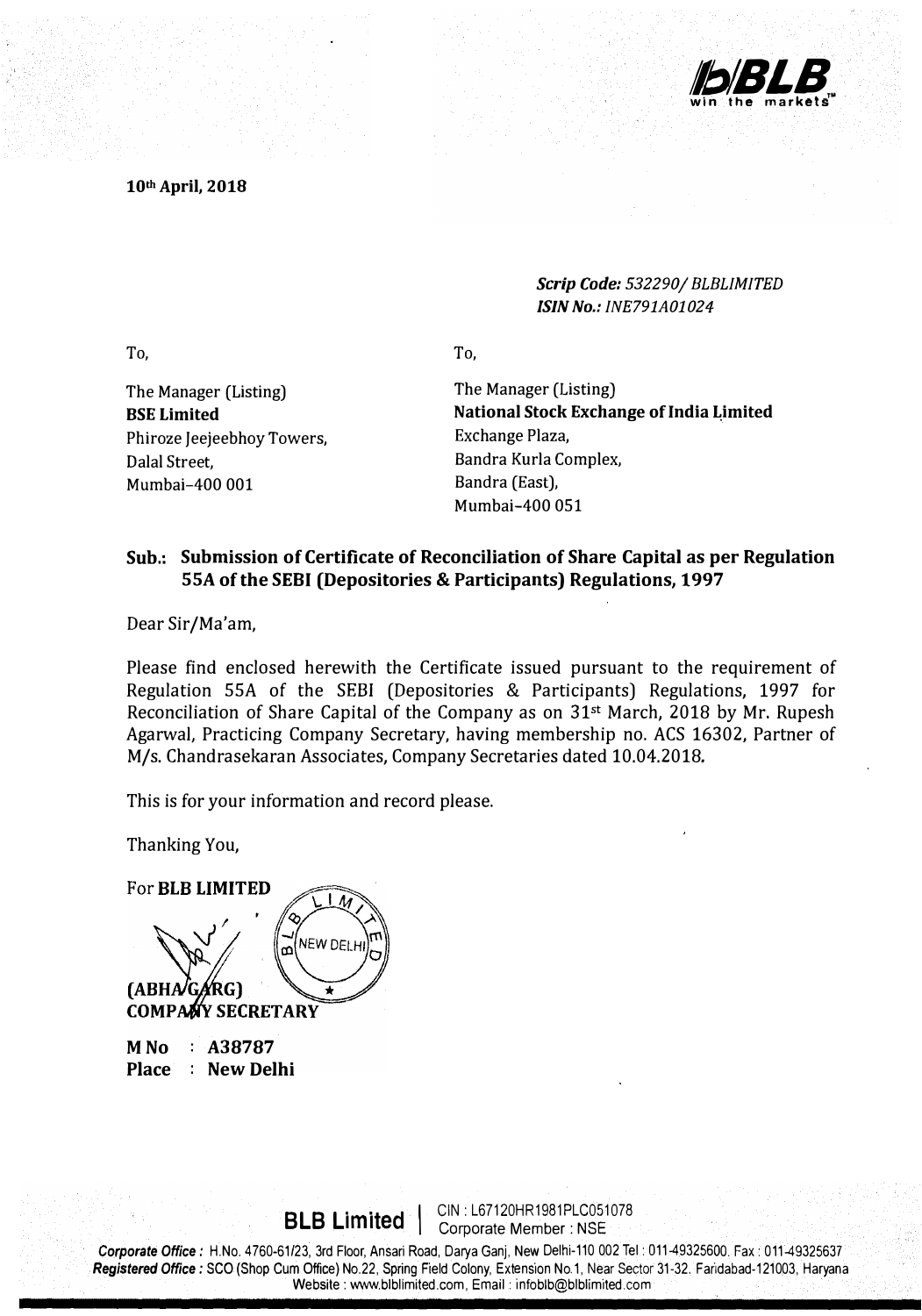10th April, 2018

*Scrip Code: 532290/ BLBLIMITED*
*ISIN No.: INE791A01024*

To,

The Manager (Listing)
**BSE Limited**
Phiroze Jeejeebhoy Towers,
Dalal Street,
Mumbai-400 001

To,

The Manager (Listing)
**National Stock Exchange of India Limited**
Exchange Plaza,
Bandra Kurla Complex,
Bandra (East),
Mumbai-400 051

**Sub.: Submission of Certificate of Reconciliation of Share Capital as per Regulation 55A of the SEBI (Depositories & Participants) Regulations, 1997**

Dear Sir/Ma'am,

Please find enclosed herewith the Certificate issued pursuant to the requirement of Regulation 55A of the SEBI (Depositories & Participants) Regulations, 1997 for Reconciliation of Share Capital of the Company as on 31st March, 2018 by Mr. Rupesh Agarwal, Practicing Company Secretary, having membership no. ACS 16302, Partner of M/s. Chandrasekaran Associates, Company Secretaries dated 10.04.2018.

This is for your information and record please.

Thanking You,

For **BLB LIMITED**

**(ABHA GARG)**
**COMPANY SECRETARY**

**M No : A38787**
**Place : New Delhi**

**BLB Limited** | CIN : L67120HR1981PLC051078 Corporate Member : NSE

***Corporate Office :*** H.No. 4760-61/23, 3rd Floor, Ansari Road, Darya Ganj, New Delhi-110 002 Tel : 011-49325600. Fax : 011-49325637
***Registered Office :*** SCO (Shop Cum Office) No.22, Spring Field Colony, Extension No.1, Near Sector 31-32. Faridabad-121003, Haryana
Website : www.blblimited.com, Email : infoblb@blblimited.com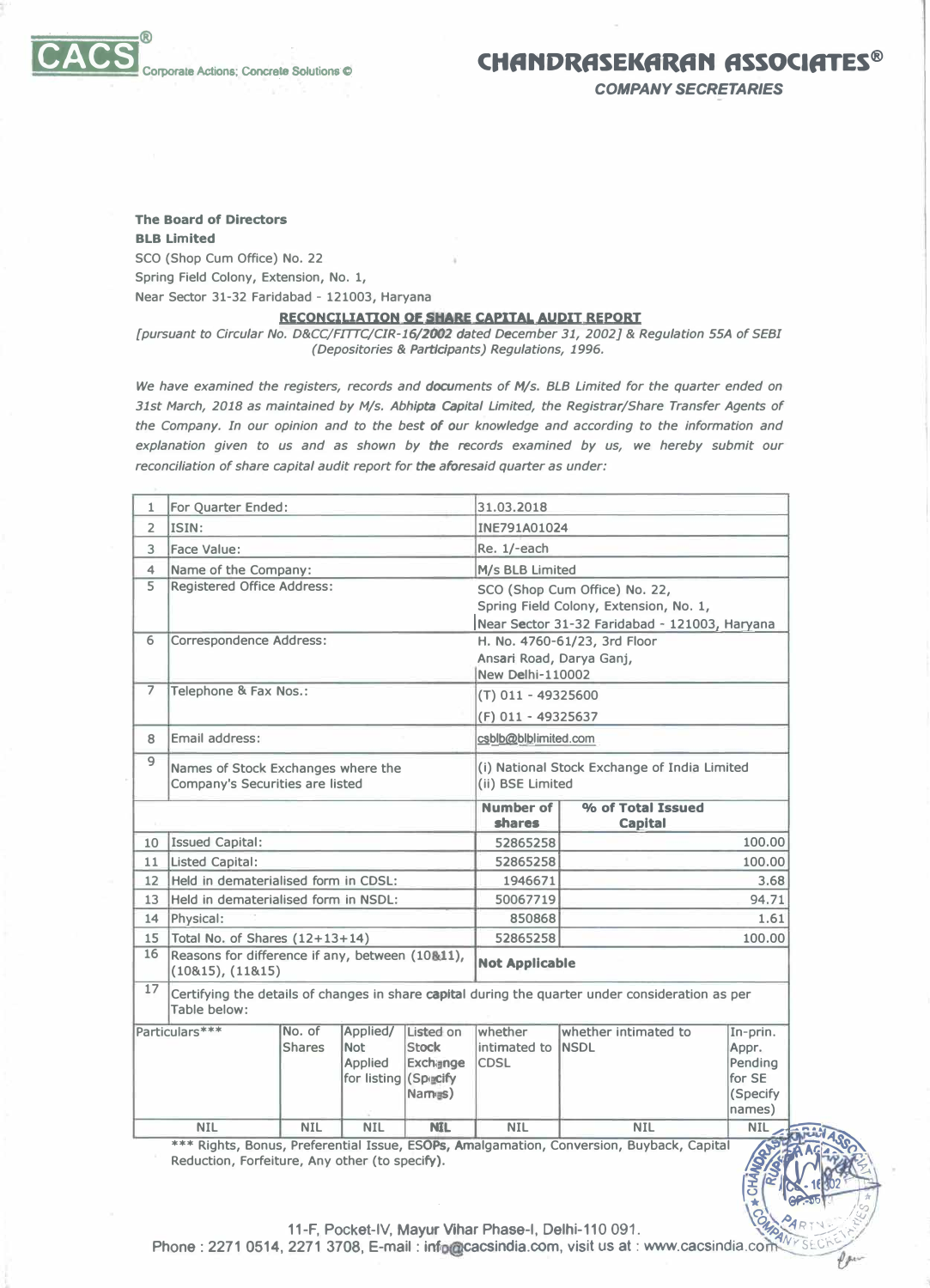**CACS**® Corporate Actions; Concrete Solutions ©

**CHANDRASEKARAN ASSOCIATES®**
*COMPANY SECRETARIES*

**The Board of Directors**
**BLB Limited**
SCO (Shop Cum Office) No. 22
Spring Field Colony, Extension, No. 1,
Near Sector 31-32 Faridabad - 121003, Haryana

**RECONCILIATION OF SHARE CAPITAL AUDIT REPORT**

*[pursuant to Circular No. D&CC/FITTC/CIR-16/2002 dated December 31, 2002] & Regulation 55A of SEBI (Depositories & Participants) Regulations, 1996.*

*We have examined the registers, records and documents of M/s. BLB Limited for the quarter ended on 31st March, 2018 as maintained by M/s. Abhipta Capital Limited, the Registrar/Share Transfer Agents of the Company. In our opinion and to the best of our knowledge and according to the information and explanation given to us and as shown by the records examined by us, we hereby submit our reconciliation of share capital audit report for the aforesaid quarter as under:*

| | | | |
|---|---|---|---|
| 1 | For Quarter Ended: | 31.03.2018 | |
| 2 | ISIN: | INE791A01024 | |
| 3 | Face Value: | Re. 1/-each | |
| 4 | Name of the Company: | M/s BLB Limited | |
| 5 | Registered Office Address: | SCO (Shop Cum Office) No. 22, Spring Field Colony, Extension, No. 1, Near Sector 31-32 Faridabad - 121003, Haryana | |
| 6 | Correspondence Address: | H. No. 4760-61/23, 3rd Floor Ansari Road, Darya Ganj, New Delhi-110002 | |
| 7 | Telephone & Fax Nos.: | (T) 011 - 49325600<br>(F) 011 - 49325637 | |
| 8 | Email address: | csblb@blblimited.com | |
| 9 | Names of Stock Exchanges where the Company's Securities are listed | (i) National Stock Exchange of India Limited<br>(ii) BSE Limited | |
| | | **Number of shares** | **% of Total Issued Capital** |
| 10 | Issued Capital: | 52865258 | 100.00 |
| 11 | Listed Capital: | 52865258 | 100.00 |
| 12 | Held in dematerialised form in CDSL: | 1946671 | 3.68 |
| 13 | Held in dematerialised form in NSDL: | 50067719 | 94.71 |
| 14 | Physical: | 850868 | 1.61 |
| 15 | Total No. of Shares (12+13+14) | 52865258 | 100.00 |
| 16 | Reasons for difference if any, between (10&11), (10&15), (11&15) | **Not Applicable** | |
| 17 | Certifying the details of changes in share capital during the quarter under consideration as per Table below: | | |

| Particulars*** | No. of Shares | Applied/ Not Applied for listing | Listed on Stock Exchange (Specify Names) | whether intimated to CDSL | whether intimated to NSDL | In-prin. Appr. Pending for SE (Specify names) |
|---|---|---|---|---|---|---|
| NIL | NIL | NIL | NIL | NIL | NIL | NIL |

*** Rights, Bonus, Preferential Issue, ESOPs, Amalgamation, Conversion, Buyback, Capital Reduction, Forfeiture, Any other (to specify).

11-F, Pocket-IV, Mayur Vihar Phase-I, Delhi-110 091.
Phone : 2271 0514, 2271 3708, E-mail : info@cacsindia.com, visit us at : www.cacsindia.com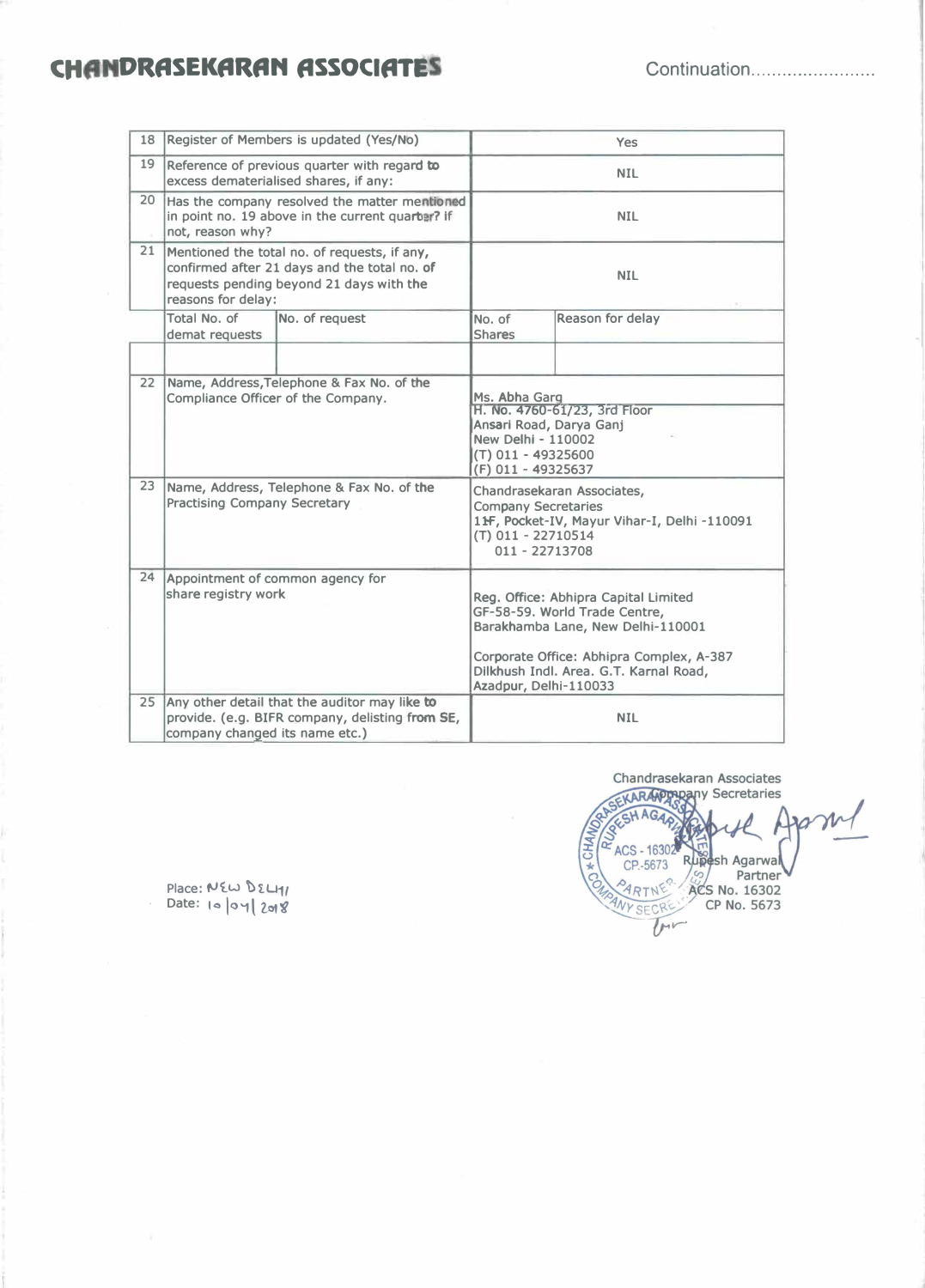# CHANDRASEKARAN ASSOCIATES

Continuation........................

| | | |
|---|---|---|
| 18 | Register of Members is updated (Yes/No) | Yes |
| 19 | Reference of previous quarter with regard to excess dematerialised shares, if any: | NIL |
| 20 | Has the company resolved the matter mentioned in point no. 19 above in the current quarter? if not, reason why? | NIL |
| 21 | Mentioned the total no. of requests, if any, confirmed after 21 days and the total no. of requests pending beyond 21 days with the reasons for delay: | NIL |

| Total No. of demat requests | No. of request | No. of Shares | Reason for delay |
|---|---|---|---|
| | | | |

| | | |
|---|---|---|
| 22 | Name, Address,Telephone & Fax No. of the Compliance Officer of the Company. | Ms. Abha Garg<br>H. No. 4760-61/23, 3rd Floor<br>Ansari Road, Darya Ganj<br>New Delhi - 110002<br>(T) 011 - 49325600<br>(F) 011 - 49325637 |
| 23 | Name, Address, Telephone & Fax No. of the Practising Company Secretary | Chandrasekaran Associates,<br>Company Secretaries<br>11F, Pocket-IV, Mayur Vihar-I, Delhi -110091<br>(T) 011 - 22710514<br>011 - 22713708 |
| 24 | Appointment of common agency for share registry work | Reg. Office: Abhipra Capital Limited<br>GF-58-59. World Trade Centre,<br>Barakhamba Lane, New Delhi-110001<br><br>Corporate Office: Abhipra Complex, A-387<br>Dilkhush Indl. Area. G.T. Karnal Road,<br>Azadpur, Delhi-110033 |
| 25 | Any other detail that the auditor may like to provide. (e.g. BIFR company, delisting from SE, company changed its name etc.) | NIL |

Chandrasekaran Associates
Company Secretaries

Rupesh Agarwal
Partner
ACS No. 16302
CP No. 5673

Place: NEW DELHI
Date: 10/04/2018